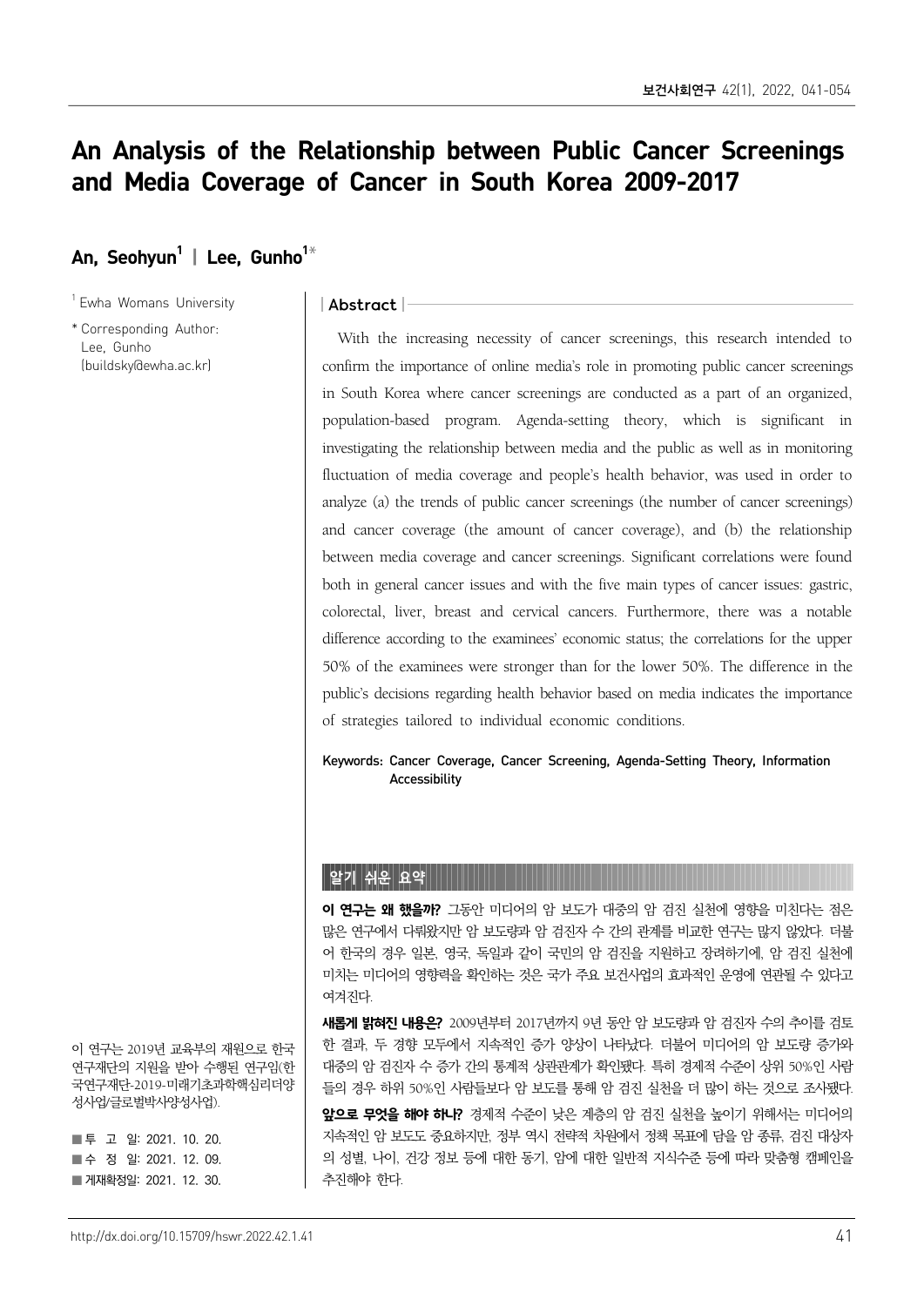# An Analysis of the Relationship between Public Cancer Screenings and Media Coverage of Cancer in South Korea 2009-2017

**An, Seohyun[1] | Lee, Gunho[1]***

[1] Ewha Womans University

* Corresponding Author: Lee, Gunho (buildsky@ewha.ac.kr)

## | Abstract |

With the increasing necessity of cancer screenings, this research intended to confirm the importance of online media's role in promoting public cancer screenings in South Korea where cancer screenings are conducted as a part of an organized, population-based program. Agenda-setting theory, which is significant in investigating the relationship between media and the public as well as in monitoring fluctuation of media coverage and people's health behavior, was used in order to analyze (a) the trends of public cancer screenings (the number of cancer screenings) and cancer coverage (the amount of cancer coverage), and (b) the relationship between media coverage and cancer screenings. Significant correlations were found both in general cancer issues and with the five main types of cancer issues: gastric, colorectal, liver, breast and cervical cancers. Furthermore, there was a notable difference according to the examinees' economic status; the correlations for the upper 50% of the examinees were stronger than for the lower 50%. The difference in the public's decisions regarding health behavior based on media indicates the importance of strategies tailored to individual economic conditions.

**Keywords:** Cancer Coverage, Cancer Screening, Agenda-Setting Theory, Information Accessibility

## 알기 쉬운 요약

**이 연구는 왜 했을까?** 그동안 미디어의 암 보도가 대중의 암 검진 실천에 영향을 미친다는 점은 많은 연구에서 다뤄왔지만 암 보도량과 암 검진자 수 간의 관계를 비교한 연구는 많지 않았다. 더불어 한국의 경우 일본, 영국, 독일과 같이 국민의 암 검진을 지원하고 장려하기에, 암 검진 실천에 미치는 미디어의 영향력을 확인하는 것은 국가 주요 보건사업의 효과적인 운영에 연관될 수 있다고 여겨진다.

**새롭게 밝혀진 내용은?** 2009년부터 2017년까지 9년 동안 암 보도량과 암 검진자 수의 추이를 검토한 결과, 두 경향 모두에서 지속적인 증가 양상이 나타났다. 더불어 미디어의 암 보도량 증가와 대중의 암 검진자 수 증가 간의 통계적 상관관계가 확인됐다. 특히 경제적 수준이 상위 50%인 사람들의 경우 하위 50%인 사람들보다 암 보도를 통해 암 검진 실천을 더 많이 하는 것으로 조사됐다.

**앞으로 무엇을 해야 하나?** 경제적 수준이 낮은 계층의 암 검진 실천을 높이기 위해서는 미디어의 지속적인 암 보도도 중요하지만, 정부 역시 전략적 차원에서 정책 목표에 담을 암 종류, 검진 대상자의 성별, 나이, 건강 정보 등에 대한 동기, 암에 대한 일반적 지식수준 등에 따라 맞춤형 캠페인을 추진해야 한다.

이 연구는 2019년 교육부의 재원으로 한국연구재단의 지원을 받아 수행된 연구임(한국연구재단-2019-미래기초과학핵심리더양성사업/글로벌박사양성사업).

■ 투 고 일: 2021. 10. 20.
■ 수 정 일: 2021. 12. 09.
■ 게재확정일: 2021. 12. 30.

http://dx.doi.org/10.15709/hswr.2022.42.1.41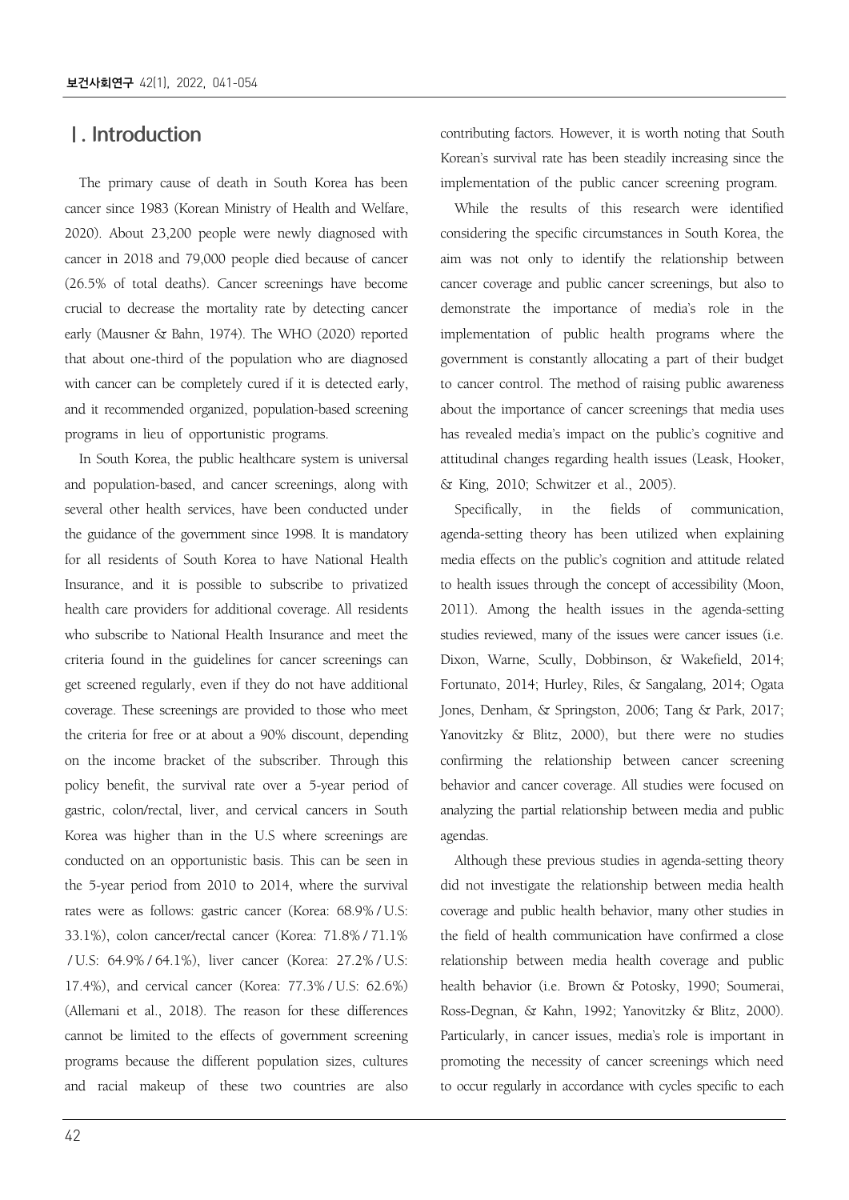# Ⅰ. Introduction

The primary cause of death in South Korea has been cancer since 1983 (Korean Ministry of Health and Welfare, 2020). About 23,200 people were newly diagnosed with cancer in 2018 and 79,000 people died because of cancer (26.5% of total deaths). Cancer screenings have become crucial to decrease the mortality rate by detecting cancer early (Mausner & Bahn, 1974). The WHO (2020) reported that about one-third of the population who are diagnosed with cancer can be completely cured if it is detected early, and it recommended organized, population-based screening programs in lieu of opportunistic programs.

In South Korea, the public healthcare system is universal and population-based, and cancer screenings, along with several other health services, have been conducted under the guidance of the government since 1998. It is mandatory for all residents of South Korea to have National Health Insurance, and it is possible to subscribe to privatized health care providers for additional coverage. All residents who subscribe to National Health Insurance and meet the criteria found in the guidelines for cancer screenings can get screened regularly, even if they do not have additional coverage. These screenings are provided to those who meet the criteria for free or at about a 90% discount, depending on the income bracket of the subscriber. Through this policy benefit, the survival rate over a 5-year period of gastric, colon/rectal, liver, and cervical cancers in South Korea was higher than in the U.S where screenings are conducted on an opportunistic basis. This can be seen in the 5-year period from 2010 to 2014, where the survival rates were as follows: gastric cancer (Korea: 68.9% / U.S: 33.1%), colon cancer/rectal cancer (Korea: 71.8% / 71.1% / U.S: 64.9% / 64.1%), liver cancer (Korea: 27.2% / U.S: 17.4%), and cervical cancer (Korea: 77.3% / U.S: 62.6%) (Allemani et al., 2018). The reason for these differences cannot be limited to the effects of government screening programs because the different population sizes, cultures and racial makeup of these two countries are also contributing factors. However, it is worth noting that South Korean's survival rate has been steadily increasing since the implementation of the public cancer screening program.

While the results of this research were identified considering the specific circumstances in South Korea, the aim was not only to identify the relationship between cancer coverage and public cancer screenings, but also to demonstrate the importance of media's role in the implementation of public health programs where the government is constantly allocating a part of their budget to cancer control. The method of raising public awareness about the importance of cancer screenings that media uses has revealed media's impact on the public's cognitive and attitudinal changes regarding health issues (Leask, Hooker, & King, 2010; Schwitzer et al., 2005).

Specifically, in the fields of communication, agenda-setting theory has been utilized when explaining media effects on the public's cognition and attitude related to health issues through the concept of accessibility (Moon, 2011). Among the health issues in the agenda-setting studies reviewed, many of the issues were cancer issues (i.e. Dixon, Warne, Scully, Dobbinson, & Wakefield, 2014; Fortunato, 2014; Hurley, Riles, & Sangalang, 2014; Ogata Jones, Denham, & Springston, 2006; Tang & Park, 2017; Yanovitzky & Blitz, 2000), but there were no studies confirming the relationship between cancer screening behavior and cancer coverage. All studies were focused on analyzing the partial relationship between media and public agendas.

Although these previous studies in agenda-setting theory did not investigate the relationship between media health coverage and public health behavior, many other studies in the field of health communication have confirmed a close relationship between media health coverage and public health behavior (i.e. Brown & Potosky, 1990; Soumerai, Ross-Degnan, & Kahn, 1992; Yanovitzky & Blitz, 2000). Particularly, in cancer issues, media's role is important in promoting the necessity of cancer screenings which need to occur regularly in accordance with cycles specific to each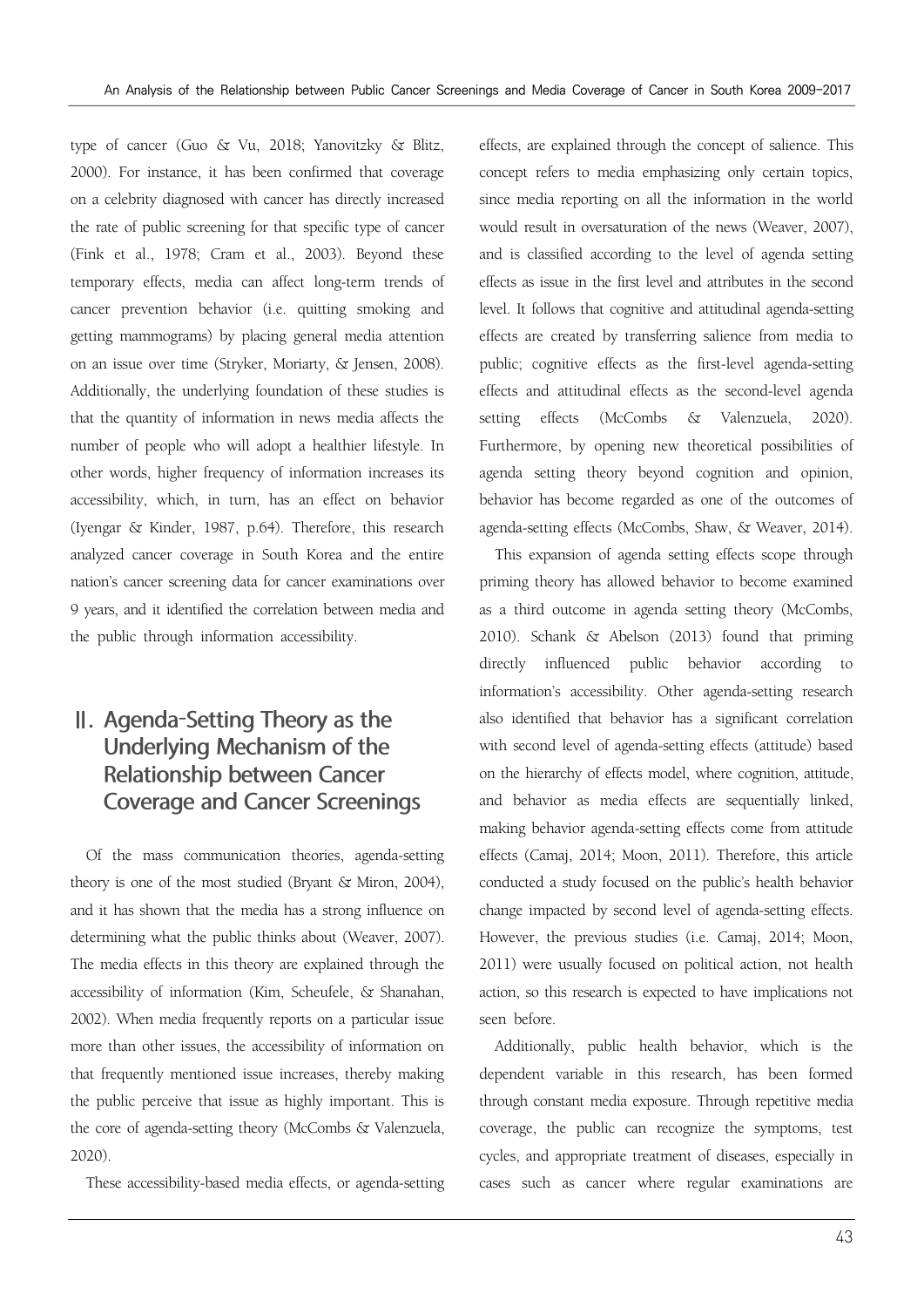type of cancer (Guo & Vu, 2018; Yanovitzky & Blitz, 2000). For instance, it has been confirmed that coverage on a celebrity diagnosed with cancer has directly increased the rate of public screening for that specific type of cancer (Fink et al., 1978; Cram et al., 2003). Beyond these temporary effects, media can affect long-term trends of cancer prevention behavior (i.e. quitting smoking and getting mammograms) by placing general media attention on an issue over time (Stryker, Moriarty, & Jensen, 2008). Additionally, the underlying foundation of these studies is that the quantity of information in news media affects the number of people who will adopt a healthier lifestyle. In other words, higher frequency of information increases its accessibility, which, in turn, has an effect on behavior (Iyengar & Kinder, 1987, p.64). Therefore, this research analyzed cancer coverage in South Korea and the entire nation's cancer screening data for cancer examinations over 9 years, and it identified the correlation between media and the public through information accessibility.

## Ⅱ. Agenda-Setting Theory as the Underlying Mechanism of the Relationship between Cancer Coverage and Cancer Screenings

Of the mass communication theories, agenda-setting theory is one of the most studied (Bryant & Miron, 2004), and it has shown that the media has a strong influence on determining what the public thinks about (Weaver, 2007). The media effects in this theory are explained through the accessibility of information (Kim, Scheufele, & Shanahan, 2002). When media frequently reports on a particular issue more than other issues, the accessibility of information on that frequently mentioned issue increases, thereby making the public perceive that issue as highly important. This is the core of agenda-setting theory (McCombs & Valenzuela, 2020).

These accessibility-based media effects, or agenda-setting effects, are explained through the concept of salience. This concept refers to media emphasizing only certain topics, since media reporting on all the information in the world would result in oversaturation of the news (Weaver, 2007), and is classified according to the level of agenda setting effects as issue in the first level and attributes in the second level. It follows that cognitive and attitudinal agenda-setting effects are created by transferring salience from media to public; cognitive effects as the first-level agenda-setting effects and attitudinal effects as the second-level agenda setting effects (McCombs & Valenzuela, 2020). Furthermore, by opening new theoretical possibilities of agenda setting theory beyond cognition and opinion, behavior has become regarded as one of the outcomes of agenda-setting effects (McCombs, Shaw, & Weaver, 2014).

This expansion of agenda setting effects scope through priming theory has allowed behavior to become examined as a third outcome in agenda setting theory (McCombs, 2010). Schank & Abelson (2013) found that priming directly influenced public behavior according to information's accessibility. Other agenda-setting research also identified that behavior has a significant correlation with second level of agenda-setting effects (attitude) based on the hierarchy of effects model, where cognition, attitude, and behavior as media effects are sequentially linked, making behavior agenda-setting effects come from attitude effects (Camaj, 2014; Moon, 2011). Therefore, this article conducted a study focused on the public's health behavior change impacted by second level of agenda-setting effects. However, the previous studies (i.e. Camaj, 2014; Moon, 2011) were usually focused on political action, not health action, so this research is expected to have implications not seen before.

Additionally, public health behavior, which is the dependent variable in this research, has been formed through constant media exposure. Through repetitive media coverage, the public can recognize the symptoms, test cycles, and appropriate treatment of diseases, especially in cases such as cancer where regular examinations are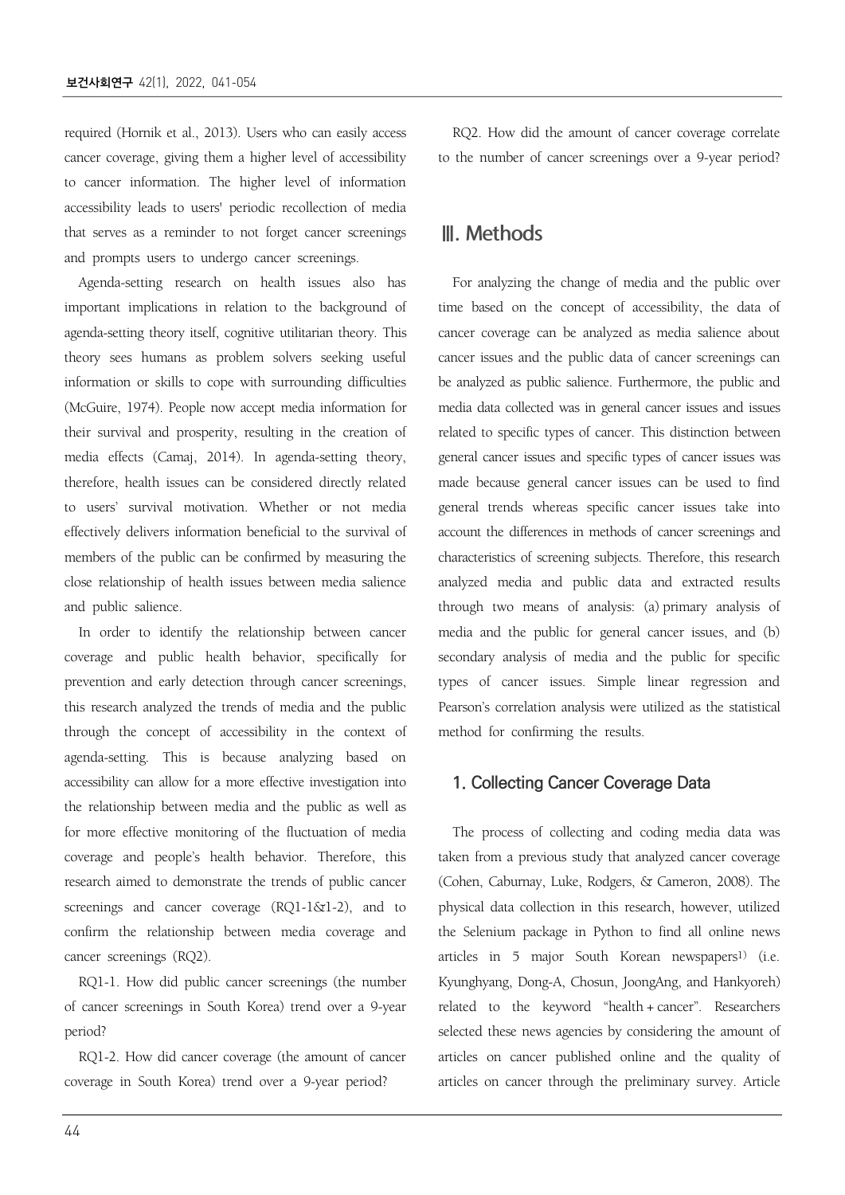required (Hornik et al., 2013). Users who can easily access cancer coverage, giving them a higher level of accessibility to cancer information. The higher level of information accessibility leads to users' periodic recollection of media that serves as a reminder to not forget cancer screenings and prompts users to undergo cancer screenings.

Agenda-setting research on health issues also has important implications in relation to the background of agenda-setting theory itself, cognitive utilitarian theory. This theory sees humans as problem solvers seeking useful information or skills to cope with surrounding difficulties (McGuire, 1974). People now accept media information for their survival and prosperity, resulting in the creation of media effects (Camaj, 2014). In agenda-setting theory, therefore, health issues can be considered directly related to users' survival motivation. Whether or not media effectively delivers information beneficial to the survival of members of the public can be confirmed by measuring the close relationship of health issues between media salience and public salience.

In order to identify the relationship between cancer coverage and public health behavior, specifically for prevention and early detection through cancer screenings, this research analyzed the trends of media and the public through the concept of accessibility in the context of agenda-setting. This is because analyzing based on accessibility can allow for a more effective investigation into the relationship between media and the public as well as for more effective monitoring of the fluctuation of media coverage and people's health behavior. Therefore, this research aimed to demonstrate the trends of public cancer screenings and cancer coverage (RQ1-1&1-2), and to confirm the relationship between media coverage and cancer screenings (RQ2).

RQ1-1. How did public cancer screenings (the number of cancer screenings in South Korea) trend over a 9-year period?

RQ1-2. How did cancer coverage (the amount of cancer coverage in South Korea) trend over a 9-year period?

RQ2. How did the amount of cancer coverage correlate to the number of cancer screenings over a 9-year period?

# Ⅲ. Methods

For analyzing the change of media and the public over time based on the concept of accessibility, the data of cancer coverage can be analyzed as media salience about cancer issues and the public data of cancer screenings can be analyzed as public salience. Furthermore, the public and media data collected was in general cancer issues and issues related to specific types of cancer. This distinction between general cancer issues and specific types of cancer issues was made because general cancer issues can be used to find general trends whereas specific cancer issues take into account the differences in methods of cancer screenings and characteristics of screening subjects. Therefore, this research analyzed media and public data and extracted results through two means of analysis: (a) primary analysis of media and the public for general cancer issues, and (b) secondary analysis of media and the public for specific types of cancer issues. Simple linear regression and Pearson's correlation analysis were utilized as the statistical method for confirming the results.

## 1. Collecting Cancer Coverage Data

The process of collecting and coding media data was taken from a previous study that analyzed cancer coverage (Cohen, Caburnay, Luke, Rodgers, & Cameron, 2008). The physical data collection in this research, however, utilized the Selenium package in Python to find all online news articles in 5 major South Korean newspapers[1] (i.e. Kyunghyang, Dong-A, Chosun, JoongAng, and Hankyoreh) related to the keyword "health + cancer". Researchers selected these news agencies by considering the amount of articles on cancer published online and the quality of articles on cancer through the preliminary survey. Article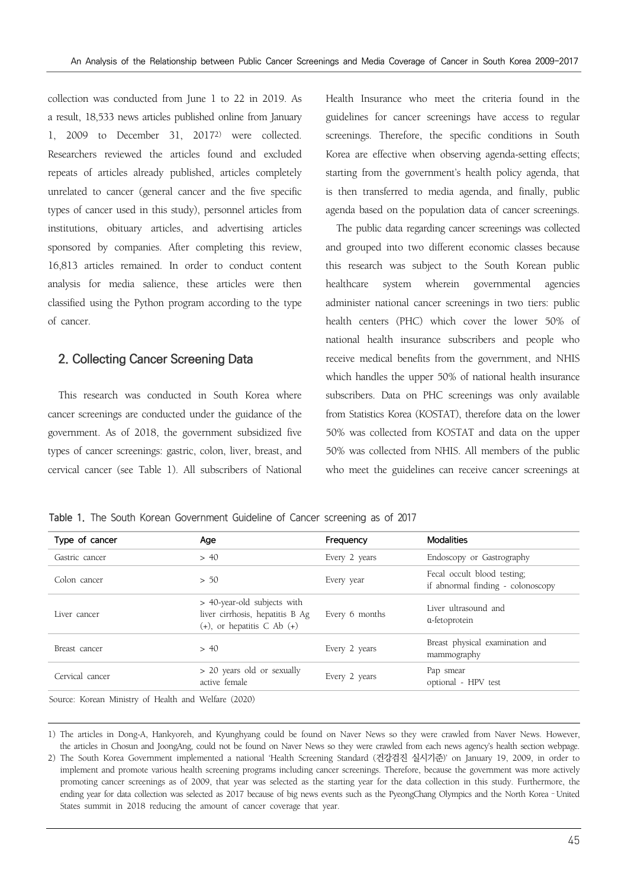collection was conducted from June 1 to 22 in 2019. As a result, 18,533 news articles published online from January 1, 2009 to December 31, 2017[2] were collected. Researchers reviewed the articles found and excluded repeats of articles already published, articles completely unrelated to cancer (general cancer and the five specific types of cancer used in this study), personnel articles from institutions, obituary articles, and advertising articles sponsored by companies. After completing this review, 16,813 articles remained. In order to conduct content analysis for media salience, these articles were then classified using the Python program according to the type of cancer.

## 2. Collecting Cancer Screening Data

This research was conducted in South Korea where cancer screenings are conducted under the guidance of the government. As of 2018, the government subsidized five types of cancer screenings: gastric, colon, liver, breast, and cervical cancer (see Table 1). All subscribers of National Health Insurance who meet the criteria found in the guidelines for cancer screenings have access to regular screenings. Therefore, the specific conditions in South Korea are effective when observing agenda-setting effects; starting from the government's health policy agenda, that is then transferred to media agenda, and finally, public agenda based on the population data of cancer screenings.

The public data regarding cancer screenings was collected and grouped into two different economic classes because this research was subject to the South Korean public healthcare system wherein governmental agencies administer national cancer screenings in two tiers: public health centers (PHC) which cover the lower 50% of national health insurance subscribers and people who receive medical benefits from the government, and NHIS which handles the upper 50% of national health insurance subscribers. Data on PHC screenings was only available from Statistics Korea (KOSTAT), therefore data on the lower 50% was collected from KOSTAT and data on the upper 50% was collected from NHIS. All members of the public who meet the guidelines can receive cancer screenings at

**Table 1.** The South Korean Government Guideline of Cancer screening as of 2017

| Type of cancer | Age | Frequency | Modalities |
|---|---|---|---|
| Gastric cancer | > 40 | Every 2 years | Endoscopy or Gastrography |
| Colon cancer | > 50 | Every year | Fecal occult blood testing; if abnormal finding - colonoscopy |
| Liver cancer | > 40-year-old subjects with liver cirrhosis, hepatitis B Ag (+), or hepatitis C Ab (+) | Every 6 months | Liver ultrasound and α-fetoprotein |
| Breast cancer | > 40 | Every 2 years | Breast physical examination and mammography |
| Cervical cancer | > 20 years old or sexually active female | Every 2 years | Pap smear optional - HPV test |

Source: Korean Ministry of Health and Welfare (2020)

1) The articles in Dong-A, Hankyoreh, and Kyunghyang could be found on Naver News so they were crawled from Naver News. However, the articles in Chosun and JoongAng, could not be found on Naver News so they were crawled from each news agency's health section webpage.

2) The South Korea Government implemented a national 'Health Screening Standard (건강검진 실시기준)' on January 19, 2009, in order to implement and promote various health screening programs including cancer screenings. Therefore, because the government was more actively promoting cancer screenings as of 2009, that year was selected as the starting year for the data collection in this study. Furthermore, the ending year for data collection was selected as 2017 because of big news events such as the PyeongChang Olympics and the North Korea–United States summit in 2018 reducing the amount of cancer coverage that year.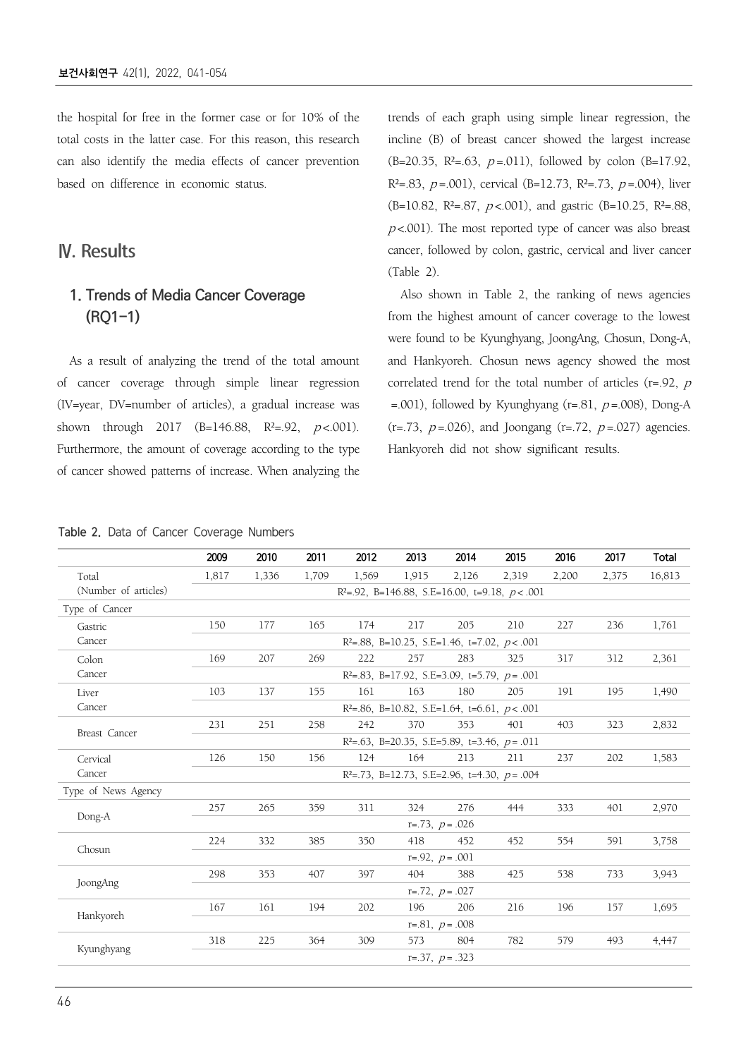the hospital for free in the former case or for 10% of the total costs in the latter case. For this reason, this research can also identify the media effects of cancer prevention based on difference in economic status.

# Ⅳ. Results

## 1. Trends of Media Cancer Coverage (RQ1-1)

As a result of analyzing the trend of the total amount of cancer coverage through simple linear regression (IV=year, DV=number of articles), a gradual increase was shown through 2017 (B=146.88, $R^2$=.92, $p$<.001). Furthermore, the amount of coverage according to the type of cancer showed patterns of increase. When analyzing the trends of each graph using simple linear regression, the incline (B) of breast cancer showed the largest increase (B=20.35, $R^2$=.63, $p$=.011), followed by colon (B=17.92, $R^2$=.83, $p$=.001), cervical (B=12.73, $R^2$=.73, $p$=.004), liver (B=10.82, $R^2$=.87, $p$<.001), and gastric (B=10.25, $R^2$=.88, $p$<.001). The most reported type of cancer was also breast cancer, followed by colon, gastric, cervical and liver cancer (Table 2).

Also shown in Table 2, the ranking of news agencies from the highest amount of cancer coverage to the lowest were found to be Kyunghyang, JoongAng, Chosun, Dong-A, and Hankyoreh. Chosun news agency showed the most correlated trend for the total number of articles (r=.92, $p$=.001), followed by Kyunghyang (r=.81, $p$=.008), Dong-A (r=.73, $p$=.026), and Joongang (r=.72, $p$=.027) agencies. Hankyoreh did not show significant results.

**Table 2.** Data of Cancer Coverage Numbers

| | 2009 | 2010 | 2011 | 2012 | 2013 | 2014 | 2015 | 2016 | 2017 | Total |
|---|---|---|---|---|---|---|---|---|---|---|
| Total (Number of articles) | 1,817 | 1,336 | 1,709 | 1,569 | 1,915 | 2,126 | 2,319 | 2,200 | 2,375 | 16,813 |
| | $R^2$=.92, B=146.88, S.E=16.00, t=9.18, $p$<.001 | | | | | | | | | |
| Type of Cancer | | | | | | | | | | |
| Gastric Cancer | 150 | 177 | 165 | 174 | 217 | 205 | 210 | 227 | 236 | 1,761 |
| | $R^2$=.88, B=10.25, S.E=1.46, t=7.02, $p$<.001 | | | | | | | | | |
| Colon Cancer | 169 | 207 | 269 | 222 | 257 | 283 | 325 | 317 | 312 | 2,361 |
| | $R^2$=.83, B=17.92, S.E=3.09, t=5.79, $p$=.001 | | | | | | | | | |
| Liver Cancer | 103 | 137 | 155 | 161 | 163 | 180 | 205 | 191 | 195 | 1,490 |
| | $R^2$=.86, B=10.82, S.E=1.64, t=6.61, $p$<.001 | | | | | | | | | |
| Breast Cancer | 231 | 251 | 258 | 242 | 370 | 353 | 401 | 403 | 323 | 2,832 |
| | $R^2$=.63, B=20.35, S.E=5.89, t=3.46, $p$=.011 | | | | | | | | | |
| Cervical Cancer | 126 | 150 | 156 | 124 | 164 | 213 | 211 | 237 | 202 | 1,583 |
| | $R^2$=.73, B=12.73, S.E=2.96, t=4.30, $p$=.004 | | | | | | | | | |
| Type of News Agency | | | | | | | | | | |
| Dong-A | 257 | 265 | 359 | 311 | 324 | 276 | 444 | 333 | 401 | 2,970 |
| | r=.73, $p$=.026 | | | | | | | | | |
| Chosun | 224 | 332 | 385 | 350 | 418 | 452 | 452 | 554 | 591 | 3,758 |
| | r=.92, $p$=.001 | | | | | | | | | |
| JoongAng | 298 | 353 | 407 | 397 | 404 | 388 | 425 | 538 | 733 | 3,943 |
| | r=.72, $p$=.027 | | | | | | | | | |
| Hankyoreh | 167 | 161 | 194 | 202 | 196 | 206 | 216 | 196 | 157 | 1,695 |
| | r=.81, $p$=.008 | | | | | | | | | |
| Kyunghyang | 318 | 225 | 364 | 309 | 573 | 804 | 782 | 579 | 493 | 4,447 |
| | r=.37, $p$=.323 | | | | | | | | | |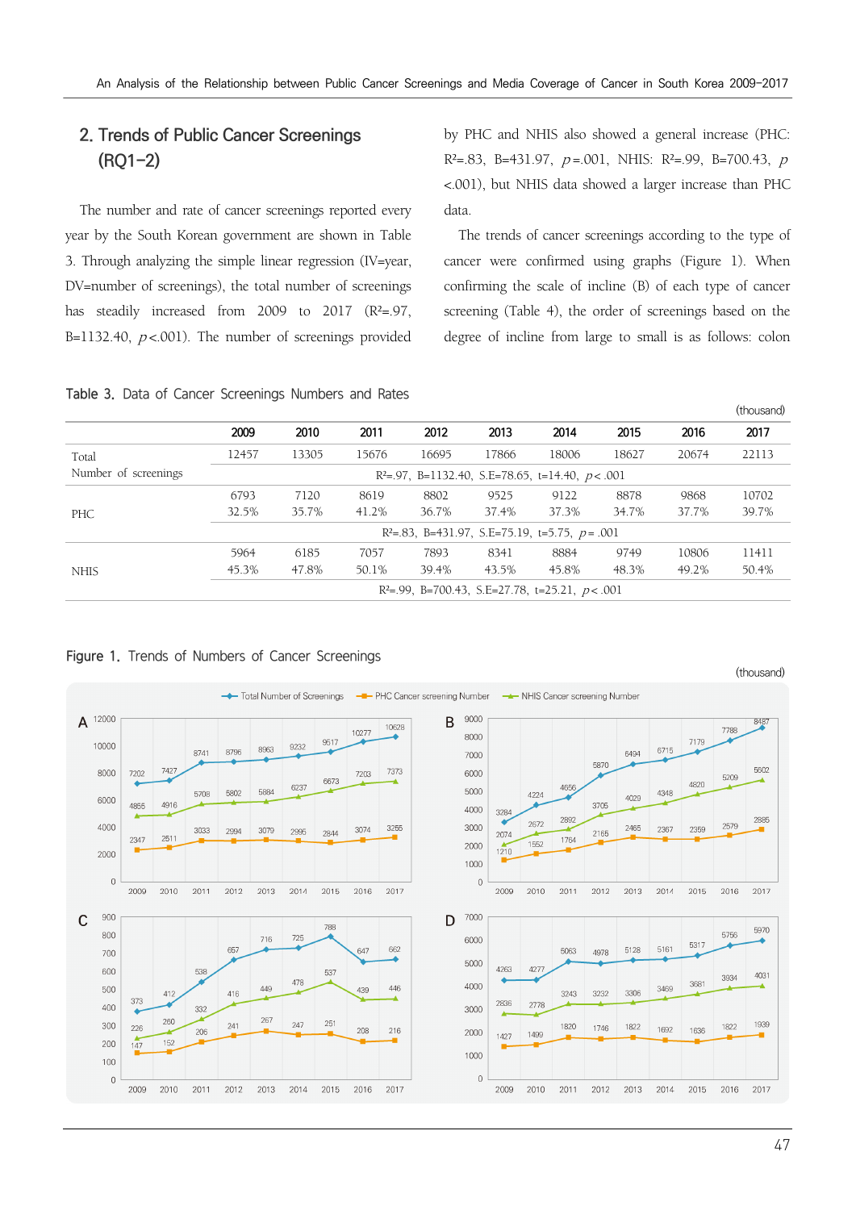## 2. Trends of Public Cancer Screenings (RQ1–2)

The number and rate of cancer screenings reported every year by the South Korean government are shown in Table 3. Through analyzing the simple linear regression (IV=year, DV=number of screenings), the total number of screenings has steadily increased from 2009 to 2017 ($R^2$=.97, B=1132.40, $p$<.001). The number of screenings provided by PHC and NHIS also showed a general increase (PHC: $R^2$=.83, B=431.97, $p$=.001, NHIS: $R^2$=.99, B=700.43, $p$<.001), but NHIS data showed a larger increase than PHC data.

The trends of cancer screenings according to the type of cancer were confirmed using graphs (Figure 1). When confirming the scale of incline (B) of each type of cancer screening (Table 4), the order of screenings based on the degree of incline from large to small is as follows: colon

Table 3. Data of Cancer Screenings Numbers and Rates

(thousand)

| | 2009 | 2010 | 2011 | 2012 | 2013 | 2014 | 2015 | 2016 | 2017 |
|---|---|---|---|---|---|---|---|---|---|
| Total Number of screenings | 12457 | 13305 | 15676 | 16695 | 17866 | 18006 | 18627 | 20674 | 22113 |
| | $R^2$=.97, B=1132.40, S.E=78.65, t=14.40, $p$<.001 | | | | | | | | |
| PHC | 6793<br>32.5% | 7120<br>35.7% | 8619<br>41.2% | 8802<br>36.7% | 9525<br>37.4% | 9122<br>37.3% | 8878<br>34.7% | 9868<br>37.7% | 10702<br>39.7% |
| | $R^2$=.83, B=431.97, S.E=75.19, t=5.75, $p$=.001 | | | | | | | | |
| NHIS | 5964<br>45.3% | 6185<br>47.8% | 7057<br>50.1% | 7893<br>39.4% | 8341<br>43.5% | 8884<br>45.8% | 9749<br>48.3% | 10806<br>49.2% | 11411<br>50.4% |
| | $R^2$=.99, B=700.43, S.E=27.78, t=25.21, $p$<.001 | | | | | | | | |

Figure 1. Trends of Numbers of Cancer Screenings

(thousand)

Legend: Total Number of Screenings; PHC Cancer screening Number; NHIS Cancer screening Number

| Panel | Series | 2009 | 2010 | 2011 | 2012 | 2013 | 2014 | 2015 | 2016 | 2017 |
|---|---|---|---|---|---|---|---|---|---|---|
| A | Total | 7202 | 7427 | 8741 | 8796 | 8963 | 9232 | 9517 | 10277 | 10628 |
| A | NHIS | 4855 | 4916 | 5708 | 5802 | 5884 | 6237 | 6673 | 7203 | 7373 |
| A | PHC | 2347 | 2511 | 3033 | 2994 | 3079 | 2995 | 2844 | 3074 | 3255 |
| B | Total | 3284 | 4224 | 4656 | 5870 | 6494 | 6715 | 7179 | 7788 | 8487 |
| B | NHIS | 2074 | 2672 | 2892 | 3705 | 4029 | 4348 | 4820 | 5209 | 5602 |
| B | PHC | 1210 | 1552 | 1764 | 2165 | 2465 | 2367 | 2359 | 2579 | 2885 |
| C | Total | 373 | 412 | 538 | 657 | 716 | 725 | 788 | 647 | 662 |
| C | NHIS | 226 | 260 | 332 | 416 | 449 | 478 | 537 | 439 | 446 |
| C | PHC | 147 | 152 | 206 | 241 | 267 | 247 | 251 | 208 | 216 |
| D | Total | 4263 | 4277 | 5063 | 4978 | 5128 | 5161 | 5317 | 5756 | 5970 |
| D | NHIS | 2836 | 2778 | 3243 | 3232 | 3306 | 3469 | 3681 | 3934 | 4031 |
| D | PHC | 1427 | 1499 | 1820 | 1746 | 1822 | 1692 | 1636 | 1822 | 1939 |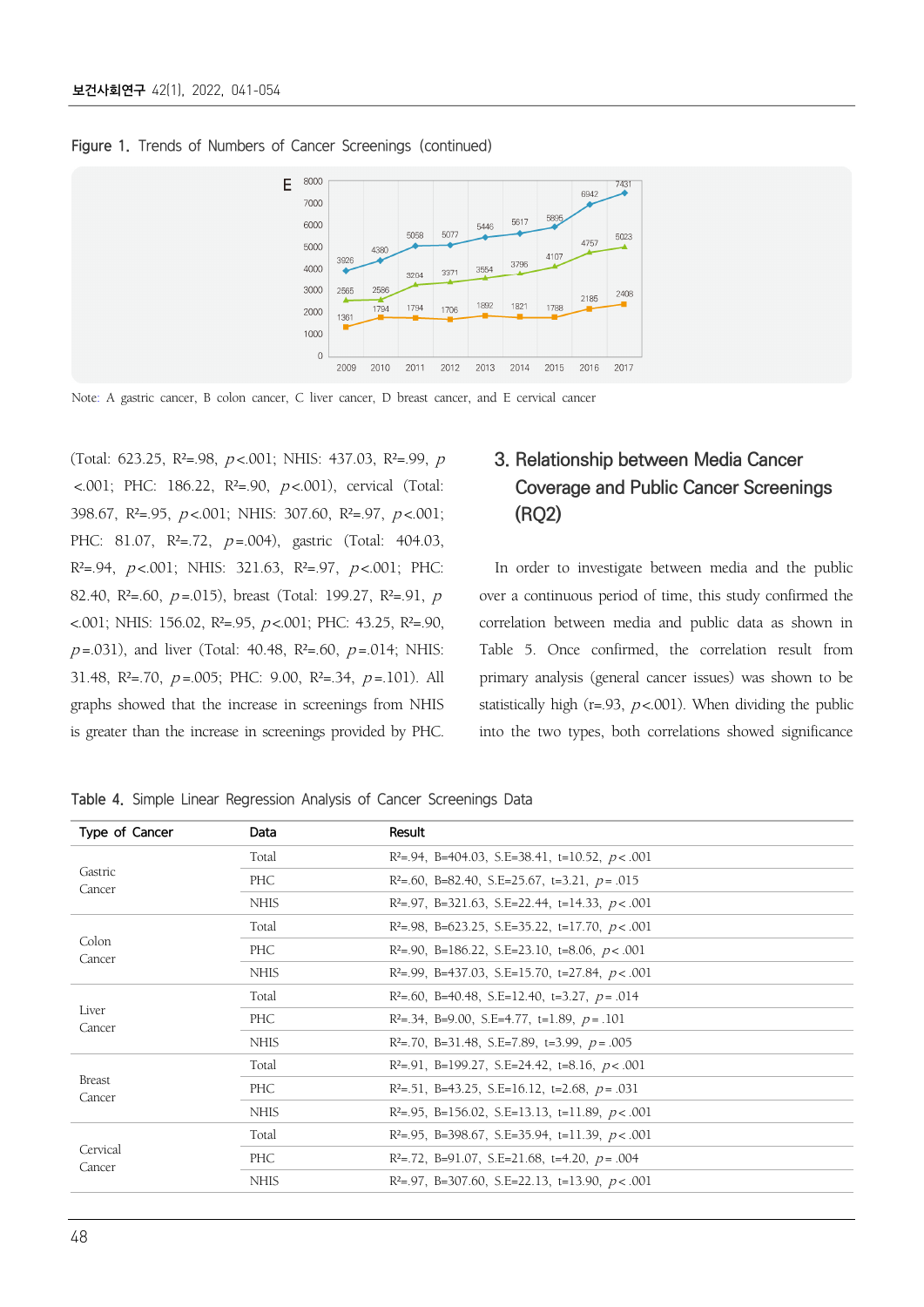Figure 1. Trends of Numbers of Cancer Screenings (continued)

Note: A gastric cancer, B colon cancer, C liver cancer, D breast cancer, and E cervical cancer

(Total: 623.25, $R^2$=.98, $p$<.001; NHIS: 437.03, $R^2$=.99, $p$<.001; PHC: 186.22, $R^2$=.90, $p$<.001), cervical (Total: 398.67, $R^2$=.95, $p$<.001; NHIS: 307.60, $R^2$=.97, $p$<.001; PHC: 81.07, $R^2$=.72, $p$=.004), gastric (Total: 404.03, $R^2$=.94, $p$<.001; NHIS: 321.63, $R^2$=.97, $p$<.001; PHC: 82.40, $R^2$=.60, $p$=.015), breast (Total: 199.27, $R^2$=.91, $p$<.001; NHIS: 156.02, $R^2$=.95, $p$<.001; PHC: 43.25, $R^2$=.90, $p$=.031), and liver (Total: 40.48, $R^2$=.60, $p$=.014; NHIS: 31.48, $R^2$=.70, $p$=.005; PHC: 9.00, $R^2$=.34, $p$=.101). All graphs showed that the increase in screenings from NHIS is greater than the increase in screenings provided by PHC.

## 3. Relationship between Media Cancer Coverage and Public Cancer Screenings (RQ2)

In order to investigate between media and the public over a continuous period of time, this study confirmed the correlation between media and public data as shown in Table 5. Once confirmed, the correlation result from primary analysis (general cancer issues) was shown to be statistically high (r=.93, $p$<.001). When dividing the public into the two types, both correlations showed significance

Table 4. Simple Linear Regression Analysis of Cancer Screenings Data

| Type of Cancer | Data | Result |
|---|---|---|
| Gastric Cancer | Total | $R^2$=.94, B=404.03, S.E=38.41, t=10.52, $p$<.001 |
| | PHC | $R^2$=.60, B=82.40, S.E=25.67, t=3.21, $p$=.015 |
| | NHIS | $R^2$=.97, B=321.63, S.E=22.44, t=14.33, $p$<.001 |
| Colon Cancer | Total | $R^2$=.98, B=623.25, S.E=35.22, t=17.70, $p$<.001 |
| | PHC | $R^2$=.90, B=186.22, S.E=23.10, t=8.06, $p$<.001 |
| | NHIS | $R^2$=.99, B=437.03, S.E=15.70, t=27.84, $p$<.001 |
| Liver Cancer | Total | $R^2$=.60, B=40.48, S.E=12.40, t=3.27, $p$=.014 |
| | PHC | $R^2$=.34, B=9.00, S.E=4.77, t=1.89, $p$=.101 |
| | NHIS | $R^2$=.70, B=31.48, S.E=7.89, t=3.99, $p$=.005 |
| Breast Cancer | Total | $R^2$=.91, B=199.27, S.E=24.42, t=8.16, $p$<.001 |
| | PHC | $R^2$=.51, B=43.25, S.E=16.12, t=2.68, $p$=.031 |
| | NHIS | $R^2$=.95, B=156.02, S.E=13.13, t=11.89, $p$<.001 |
| Cervical Cancer | Total | $R^2$=.95, B=398.67, S.E=35.94, t=11.39, $p$<.001 |
| | PHC | $R^2$=.72, B=91.07, S.E=21.68, t=4.20, $p$=.004 |
| | NHIS | $R^2$=.97, B=307.60, S.E=22.13, t=13.90, $p$<.001 |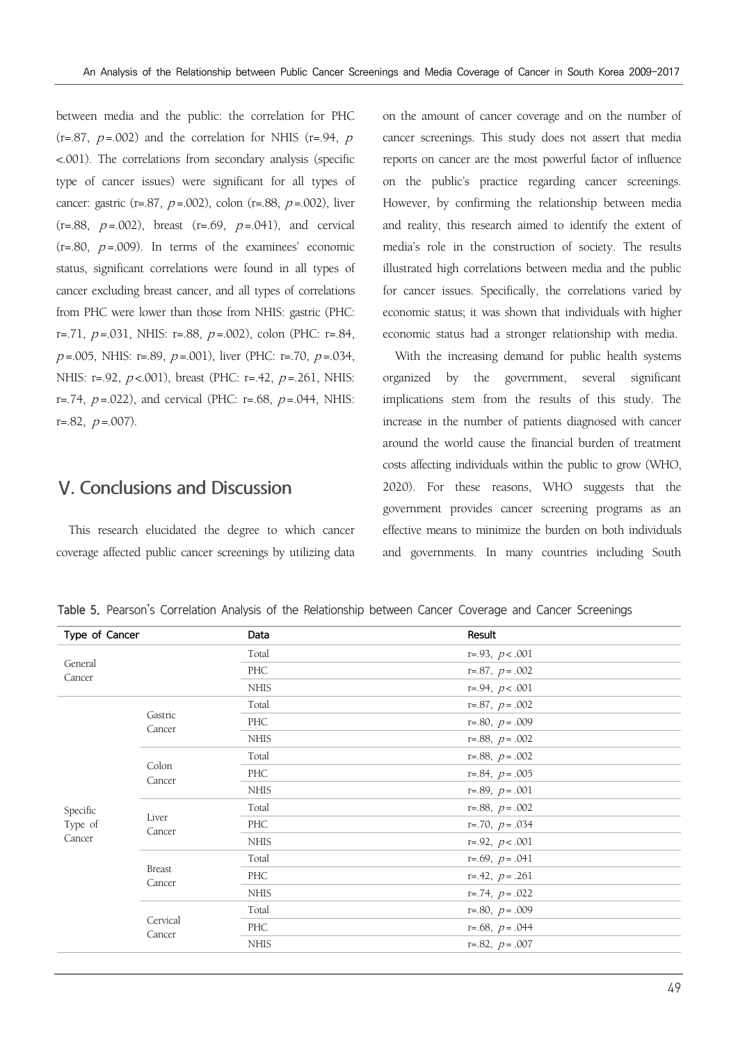between media and the public: the correlation for PHC (r=.87, $p$=.002) and the correlation for NHIS (r=.94, $p$ <.001). The correlations from secondary analysis (specific type of cancer issues) were significant for all types of cancer: gastric (r=.87, $p$=.002), colon (r=.88, $p$=.002), liver (r=.88, $p$=.002), breast (r=.69, $p$=.041), and cervical (r=.80, $p$=.009). In terms of the examinees' economic status, significant correlations were found in all types of cancer excluding breast cancer, and all types of correlations from PHC were lower than those from NHIS: gastric (PHC: r=.71, $p$=.031, NHIS: r=.88, $p$=.002), colon (PHC: r=.84, $p$=.005, NHIS: r=.89, $p$=.001), liver (PHC: r=.70, $p$=.034, NHIS: r=.92, $p$<.001), breast (PHC: r=.42, $p$=.261, NHIS: r=.74, $p$=.022), and cervical (PHC: r=.68, $p$=.044, NHIS: r=.82, $p$=.007).

## V. Conclusions and Discussion

This research elucidated the degree to which cancer coverage affected public cancer screenings by utilizing data on the amount of cancer coverage and on the number of cancer screenings. This study does not assert that media reports on cancer are the most powerful factor of influence on the public's practice regarding cancer screenings. However, by confirming the relationship between media and reality, this research aimed to identify the extent of media's role in the construction of society. The results illustrated high correlations between media and the public for cancer issues. Specifically, the correlations varied by economic status; it was shown that individuals with higher economic status had a stronger relationship with media.

With the increasing demand for public health systems organized by the government, several significant implications stem from the results of this study. The increase in the number of patients diagnosed with cancer around the world cause the financial burden of treatment costs affecting individuals within the public to grow (WHO, 2020). For these reasons, WHO suggests that the government provides cancer screening programs as an effective means to minimize the burden on both individuals and governments. In many countries including South

Table 5. Pearson's Correlation Analysis of the Relationship between Cancer Coverage and Cancer Screenings

| Type of Cancer | | Data | Result |
|---|---|---|---|
| General Cancer | | Total | r=.93, $p<.001$ |
| | | PHC | r=.87, $p=.002$ |
| | | NHIS | r=.94, $p<.001$ |
| Specific Type of Cancer | Gastric Cancer | Total | r=.87, $p=.002$ |
| | | PHC | r=.80, $p=.009$ |
| | | NHIS | r=.88, $p=.002$ |
| | Colon Cancer | Total | r=.88, $p=.002$ |
| | | PHC | r=.84, $p=.005$ |
| | | NHIS | r=.89, $p=.001$ |
| | Liver Cancer | Total | r=.88, $p=.002$ |
| | | PHC | r=.70, $p=.034$ |
| | | NHIS | r=.92, $p<.001$ |
| | Breast Cancer | Total | r=.69, $p=.041$ |
| | | PHC | r=.42, $p=.261$ |
| | | NHIS | r=.74, $p=.022$ |
| | Cervical Cancer | Total | r=.80, $p=.009$ |
| | | PHC | r=.68, $p=.044$ |
| | | NHIS | r=.82, $p=.007$ |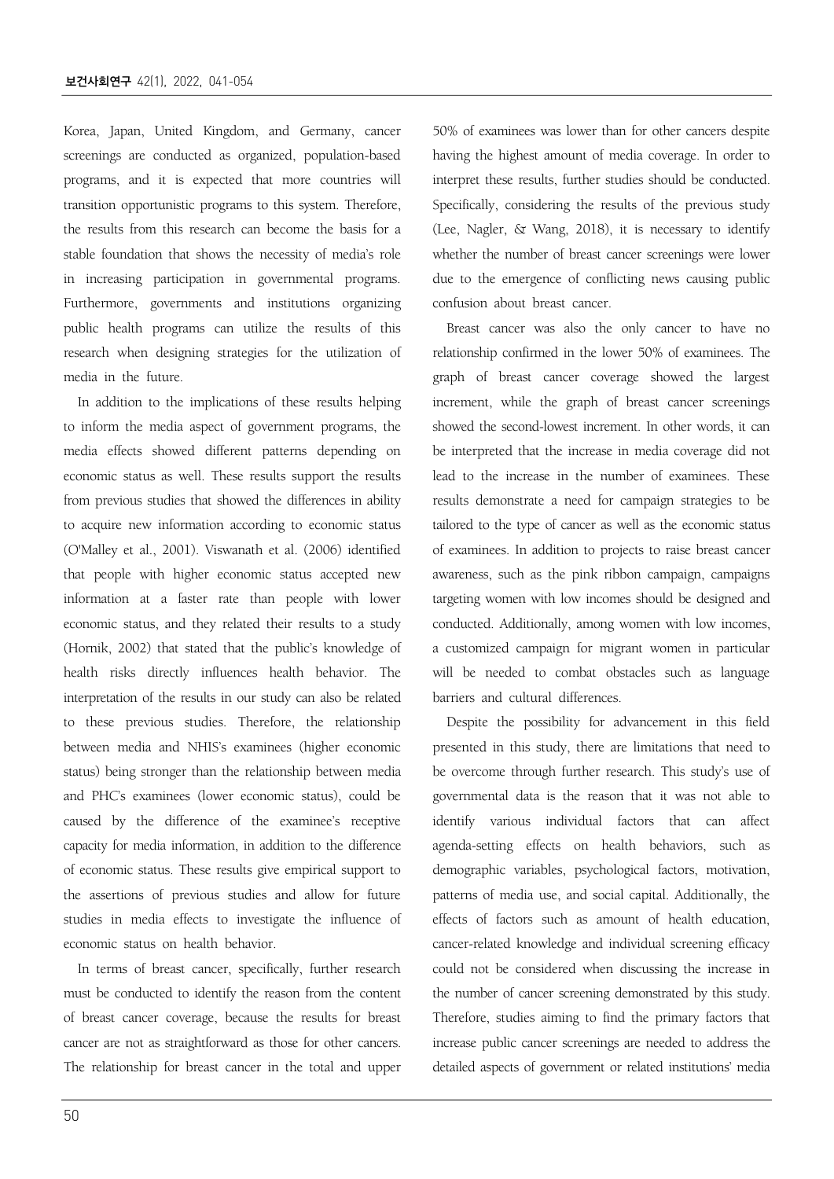Korea, Japan, United Kingdom, and Germany, cancer screenings are conducted as organized, population-based programs, and it is expected that more countries will transition opportunistic programs to this system. Therefore, the results from this research can become the basis for a stable foundation that shows the necessity of media's role in increasing participation in governmental programs. Furthermore, governments and institutions organizing public health programs can utilize the results of this research when designing strategies for the utilization of media in the future.

In addition to the implications of these results helping to inform the media aspect of government programs, the media effects showed different patterns depending on economic status as well. These results support the results from previous studies that showed the differences in ability to acquire new information according to economic status (O'Malley et al., 2001). Viswanath et al. (2006) identified that people with higher economic status accepted new information at a faster rate than people with lower economic status, and they related their results to a study (Hornik, 2002) that stated that the public's knowledge of health risks directly influences health behavior. The interpretation of the results in our study can also be related to these previous studies. Therefore, the relationship between media and NHIS's examinees (higher economic status) being stronger than the relationship between media and PHC's examinees (lower economic status), could be caused by the difference of the examinee's receptive capacity for media information, in addition to the difference of economic status. These results give empirical support to the assertions of previous studies and allow for future studies in media effects to investigate the influence of economic status on health behavior.

In terms of breast cancer, specifically, further research must be conducted to identify the reason from the content of breast cancer coverage, because the results for breast cancer are not as straightforward as those for other cancers. The relationship for breast cancer in the total and upper 50% of examinees was lower than for other cancers despite having the highest amount of media coverage. In order to interpret these results, further studies should be conducted. Specifically, considering the results of the previous study (Lee, Nagler, & Wang, 2018), it is necessary to identify whether the number of breast cancer screenings were lower due to the emergence of conflicting news causing public confusion about breast cancer.

Breast cancer was also the only cancer to have no relationship confirmed in the lower 50% of examinees. The graph of breast cancer coverage showed the largest increment, while the graph of breast cancer screenings showed the second-lowest increment. In other words, it can be interpreted that the increase in media coverage did not lead to the increase in the number of examinees. These results demonstrate a need for campaign strategies to be tailored to the type of cancer as well as the economic status of examinees. In addition to projects to raise breast cancer awareness, such as the pink ribbon campaign, campaigns targeting women with low incomes should be designed and conducted. Additionally, among women with low incomes, a customized campaign for migrant women in particular will be needed to combat obstacles such as language barriers and cultural differences.

Despite the possibility for advancement in this field presented in this study, there are limitations that need to be overcome through further research. This study's use of governmental data is the reason that it was not able to identify various individual factors that can affect agenda-setting effects on health behaviors, such as demographic variables, psychological factors, motivation, patterns of media use, and social capital. Additionally, the effects of factors such as amount of health education, cancer-related knowledge and individual screening efficacy could not be considered when discussing the increase in the number of cancer screening demonstrated by this study. Therefore, studies aiming to find the primary factors that increase public cancer screenings are needed to address the detailed aspects of government or related institutions' media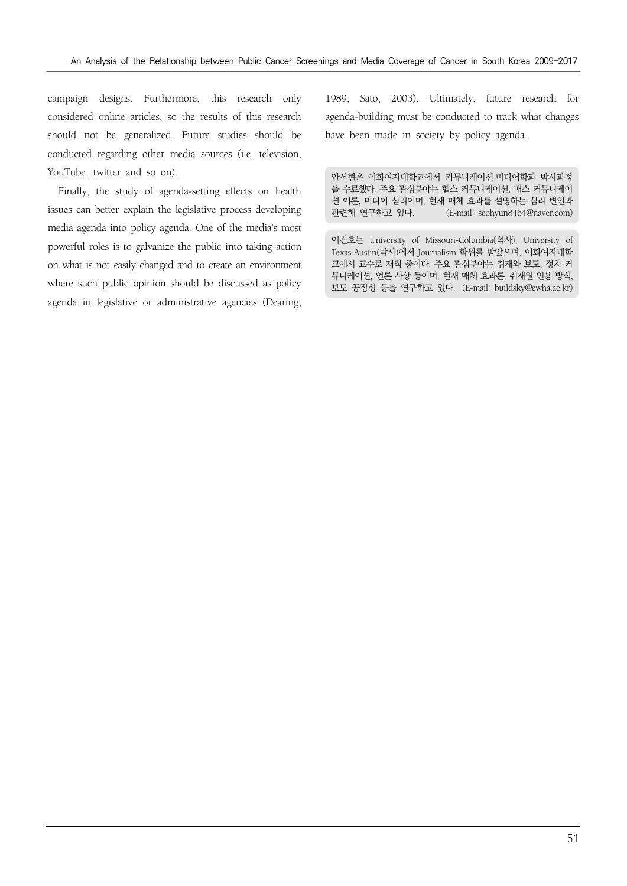campaign designs. Furthermore, this research only considered online articles, so the results of this research should not be generalized. Future studies should be conducted regarding other media sources (i.e. television, YouTube, twitter and so on).

Finally, the study of agenda-setting effects on health issues can better explain the legislative process developing media agenda into policy agenda. One of the media's most powerful roles is to galvanize the public into taking action on what is not easily changed and to create an environment where such public opinion should be discussed as policy agenda in legislative or administrative agencies (Dearing, 1989; Sato, 2003). Ultimately, future research for agenda-building must be conducted to track what changes have been made in society by policy agenda.

안서현은 이화여자대학교에서 커뮤니케이션·미디어학과 박사과정을 수료했다. 주요 관심분야는 헬스 커뮤니케이션, 매스 커뮤니케이션 이론, 미디어 심리이며, 현재 매체 효과를 설명하는 심리 변인과 관련해 연구하고 있다. (E-mail: seohyun8464@naver.com)

이건호는 University of Missouri-Columbia(석사), University of Texas-Austin(박사)에서 Journalism 학위를 받았으며, 이화여자대학교에서 교수로 재직 중이다. 주요 관심분야는 취재와 보도, 정치 커뮤니케이션, 언론 사상 등이며, 현재 매체 효과론, 취재원 인용 방식, 보도 공정성 등을 연구하고 있다. (E-mail: buildsky@ewha.ac.kr)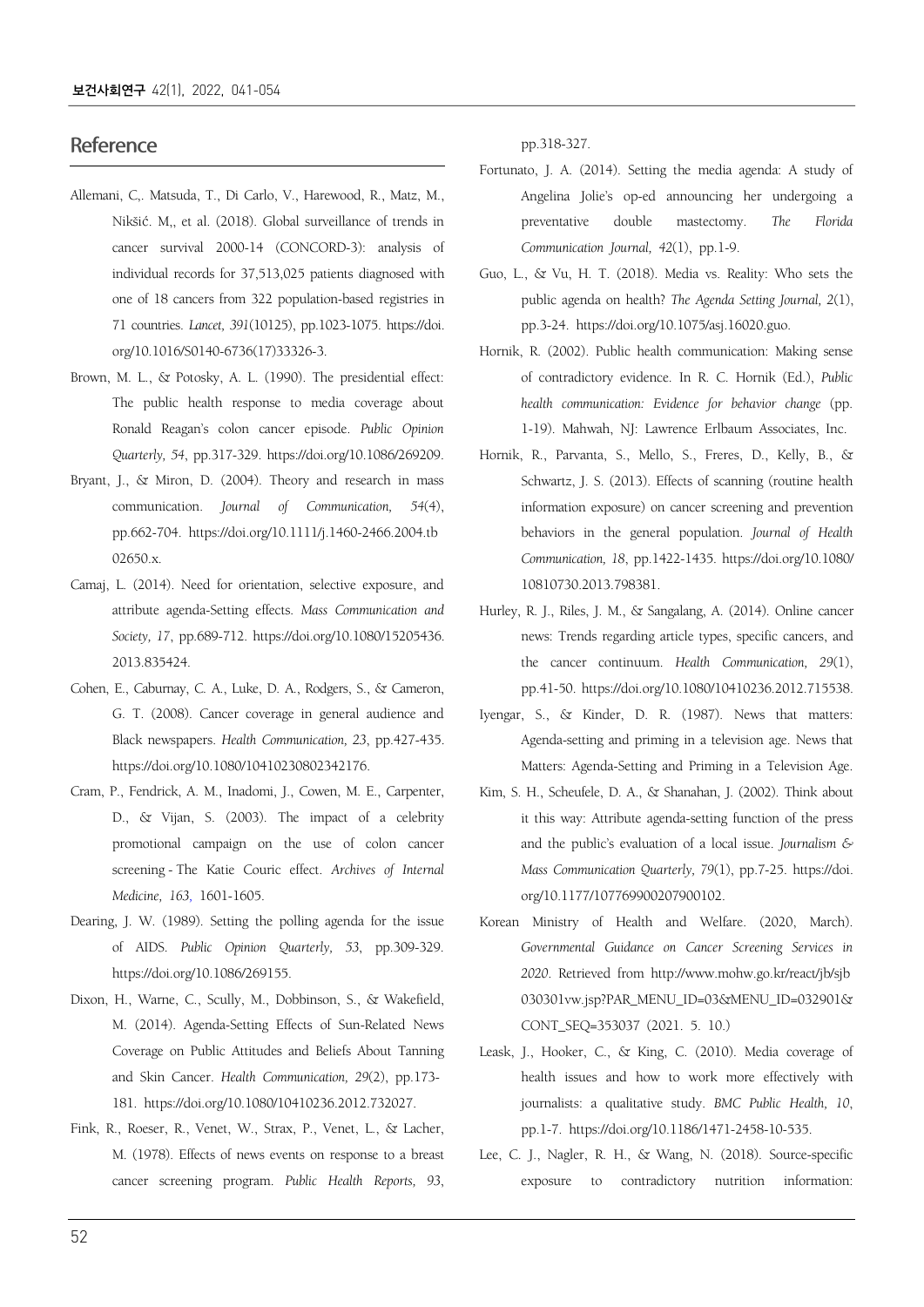## Reference

Allemani, C,. Matsuda, T., Di Carlo, V., Harewood, R., Matz, M., Nikšić. M,, et al. (2018). Global surveillance of trends in cancer survival 2000-14 (CONCORD-3): analysis of individual records for 37,513,025 patients diagnosed with one of 18 cancers from 322 population-based registries in 71 countries. *Lancet, 391*(10125), pp.1023-1075. https://doi.org/10.1016/S0140-6736(17)33326-3.

Brown, M. L., & Potosky, A. L. (1990). The presidential effect: The public health response to media coverage about Ronald Reagan's colon cancer episode. *Public Opinion Quarterly, 54*, pp.317-329. https://doi.org/10.1086/269209.

Bryant, J., & Miron, D. (2004). Theory and research in mass communication. *Journal of Communication, 54*(4), pp.662-704. https://doi.org/10.1111/j.1460-2466.2004.tb02650.x.

Camaj, L. (2014). Need for orientation, selective exposure, and attribute agenda-Setting effects. *Mass Communication and Society, 17*, pp.689-712. https://doi.org/10.1080/15205436.2013.835424.

Cohen, E., Caburnay, C. A., Luke, D. A., Rodgers, S., & Cameron, G. T. (2008). Cancer coverage in general audience and Black newspapers. *Health Communication, 23*, pp.427-435. https://doi.org/10.1080/10410230802342176.

Cram, P., Fendrick, A. M., Inadomi, J., Cowen, M. E., Carpenter, D., & Vijan, S. (2003). The impact of a celebrity promotional campaign on the use of colon cancer screening - The Katie Couric effect. *Archives of Internal Medicine, 163*, 1601-1605.

Dearing, J. W. (1989). Setting the polling agenda for the issue of AIDS. *Public Opinion Quarterly, 53*, pp.309-329. https://doi.org/10.1086/269155.

Dixon, H., Warne, C., Scully, M., Dobbinson, S., & Wakefield, M. (2014). Agenda-Setting Effects of Sun-Related News Coverage on Public Attitudes and Beliefs About Tanning and Skin Cancer. *Health Communication, 29*(2), pp.173-181. https://doi.org/10.1080/10410236.2012.732027.

Fink, R., Roeser, R., Venet, W., Strax, P., Venet, L., & Lacher, M. (1978). Effects of news events on response to a breast cancer screening program. *Public Health Reports, 93*, pp.318-327.

Fortunato, J. A. (2014). Setting the media agenda: A study of Angelina Jolie's op-ed announcing her undergoing a preventative double mastectomy. *The Florida Communication Journal, 42*(1), pp.1-9.

Guo, L., & Vu, H. T. (2018). Media vs. Reality: Who sets the public agenda on health? *The Agenda Setting Journal, 2*(1), pp.3-24. https://doi.org/10.1075/asj.16020.guo.

Hornik, R. (2002). Public health communication: Making sense of contradictory evidence. In R. C. Hornik (Ed.), *Public health communication: Evidence for behavior change* (pp. 1-19). Mahwah, NJ: Lawrence Erlbaum Associates, Inc.

Hornik, R., Parvanta, S., Mello, S., Freres, D., Kelly, B., & Schwartz, J. S. (2013). Effects of scanning (routine health information exposure) on cancer screening and prevention behaviors in the general population. *Journal of Health Communication, 18*, pp.1422-1435. https://doi.org/10.1080/10810730.2013.798381.

Hurley, R. J., Riles, J. M., & Sangalang, A. (2014). Online cancer news: Trends regarding article types, specific cancers, and the cancer continuum. *Health Communication, 29*(1), pp.41-50. https://doi.org/10.1080/10410236.2012.715538.

Iyengar, S., & Kinder, D. R. (1987). News that matters: Agenda-setting and priming in a television age. News that Matters: Agenda-Setting and Priming in a Television Age.

Kim, S. H., Scheufele, D. A., & Shanahan, J. (2002). Think about it this way: Attribute agenda-setting function of the press and the public's evaluation of a local issue. *Journalism & Mass Communication Quarterly, 79*(1), pp.7-25. https://doi.org/10.1177/107769900207900102.

Korean Ministry of Health and Welfare. (2020, March). *Governmental Guidance on Cancer Screening Services in 2020*. Retrieved from http://www.mohw.go.kr/react/jb/sjb030301vw.jsp?PAR_MENU_ID=03&MENU_ID=032901&CONT_SEQ=353037 (2021. 5. 10.)

Leask, J., Hooker, C., & King, C. (2010). Media coverage of health issues and how to work more effectively with journalists: a qualitative study. *BMC Public Health, 10*, pp.1-7. https://doi.org/10.1186/1471-2458-10-535.

Lee, C. J., Nagler, R. H., & Wang, N. (2018). Source-specific exposure to contradictory nutrition information: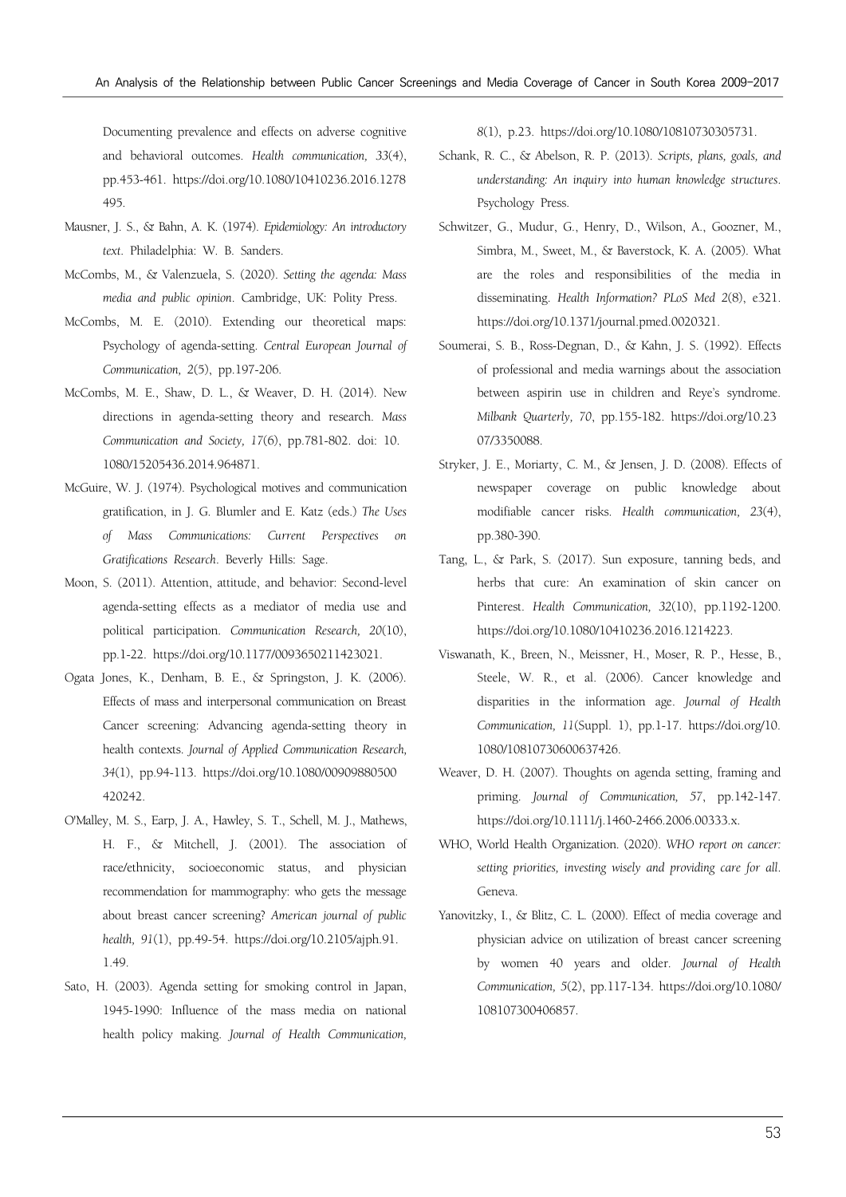Documenting prevalence and effects on adverse cognitive and behavioral outcomes. *Health communication, 33*(4), pp.453-461. https://doi.org/10.1080/10410236.2016.1278495.

Mausner, J. S., & Bahn, A. K. (1974). *Epidemiology: An introductory text*. Philadelphia: W. B. Sanders.

McCombs, M., & Valenzuela, S. (2020). *Setting the agenda: Mass media and public opinion*. Cambridge, UK: Polity Press.

McCombs, M. E. (2010). Extending our theoretical maps: Psychology of agenda-setting. *Central European Journal of Communication, 2*(5), pp.197-206.

McCombs, M. E., Shaw, D. L., & Weaver, D. H. (2014). New directions in agenda-setting theory and research. *Mass Communication and Society, 17*(6), pp.781-802. doi: 10.1080/15205436.2014.964871.

McGuire, W. J. (1974). Psychological motives and communication gratification, in J. G. Blumler and E. Katz (eds.) *The Uses of Mass Communications: Current Perspectives on Gratifications Research*. Beverly Hills: Sage.

Moon, S. (2011). Attention, attitude, and behavior: Second-level agenda-setting effects as a mediator of media use and political participation. *Communication Research, 20*(10), pp.1-22. https://doi.org/10.1177/0093650211423021.

Ogata Jones, K., Denham, B. E., & Springston, J. K. (2006). Effects of mass and interpersonal communication on Breast Cancer screening: Advancing agenda-setting theory in health contexts. *Journal of Applied Communication Research, 34*(1), pp.94-113. https://doi.org/10.1080/00909880500420242.

O'Malley, M. S., Earp, J. A., Hawley, S. T., Schell, M. J., Mathews, H. F., & Mitchell, J. (2001). The association of race/ethnicity, socioeconomic status, and physician recommendation for mammography: who gets the message about breast cancer screening? *American journal of public health, 91*(1), pp.49-54. https://doi.org/10.2105/ajph.91.1.49.

Sato, H. (2003). Agenda setting for smoking control in Japan, 1945-1990: Influence of the mass media on national health policy making. *Journal of Health Communication, 8*(1), p.23. https://doi.org/10.1080/10810730305731.

Schank, R. C., & Abelson, R. P. (2013). *Scripts, plans, goals, and understanding: An inquiry into human knowledge structures*. Psychology Press.

Schwitzer, G., Mudur, G., Henry, D., Wilson, A., Goozner, M., Simbra, M., Sweet, M., & Baverstock, K. A. (2005). What are the roles and responsibilities of the media in disseminating. *Health Information? PLoS Med 2*(8), e321. https://doi.org/10.1371/journal.pmed.0020321.

Soumerai, S. B., Ross-Degnan, D., & Kahn, J. S. (1992). Effects of professional and media warnings about the association between aspirin use in children and Reye's syndrome. *Milbank Quarterly, 70*, pp.155-182. https://doi.org/10.2307/3350088.

Stryker, J. E., Moriarty, C. M., & Jensen, J. D. (2008). Effects of newspaper coverage on public knowledge about modifiable cancer risks. *Health communication, 23*(4), pp.380-390.

Tang, L., & Park, S. (2017). Sun exposure, tanning beds, and herbs that cure: An examination of skin cancer on Pinterest. *Health Communication, 32*(10), pp.1192-1200. https://doi.org/10.1080/10410236.2016.1214223.

Viswanath, K., Breen, N., Meissner, H., Moser, R. P., Hesse, B., Steele, W. R., et al. (2006). Cancer knowledge and disparities in the information age. *Journal of Health Communication, 11*(Suppl. 1), pp.1-17. https://doi.org/10.1080/10810730600637426.

Weaver, D. H. (2007). Thoughts on agenda setting, framing and priming. *Journal of Communication, 57*, pp.142-147. https://doi.org/10.1111/j.1460-2466.2006.00333.x.

WHO, World Health Organization. (2020). *WHO report on cancer: setting priorities, investing wisely and providing care for all*. Geneva.

Yanovitzky, I., & Blitz, C. L. (2000). Effect of media coverage and physician advice on utilization of breast cancer screening by women 40 years and older. *Journal of Health Communication, 5*(2), pp.117-134. https://doi.org/10.1080/108107300406857.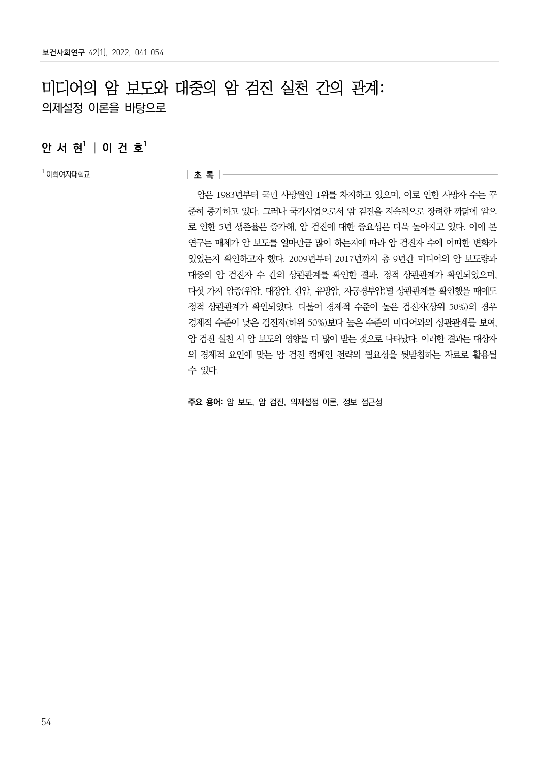# 미디어의 암 보도와 대중의 암 검진 실천 간의 관계: 의제설정 이론을 바탕으로

**안 서 현[1] | 이 건 호[1]**

[1] 이화여자대학교

**| 초 록 |**

암은 1983년부터 국민 사망원인 1위를 차지하고 있으며, 이로 인한 사망자 수는 꾸준히 증가하고 있다. 그러나 국가사업으로서 암 검진을 지속적으로 장려한 까닭에 암으로 인한 5년 생존율은 증가해, 암 검진에 대한 중요성은 더욱 높아지고 있다. 이에 본 연구는 매체가 암 보도를 얼마만큼 많이 하는지에 따라 암 검진자 수에 어떠한 변화가 있었는지 확인하고자 했다. 2009년부터 2017년까지 총 9년간 미디어의 암 보도량과 대중의 암 검진자 수 간의 상관관계를 확인한 결과, 정적 상관관계가 확인되었으며, 다섯 가지 암종(위암, 대장암, 간암, 유방암, 자궁경부암)별 상관관계를 확인했을 때에도 정적 상관관계가 확인되었다. 더불어 경제적 수준이 높은 검진자(상위 50%)의 경우 경제적 수준이 낮은 검진자(하위 50%)보다 높은 수준의 미디어와의 상관관계를 보여, 암 검진 실천 시 암 보도의 영향을 더 많이 받는 것으로 나타났다. 이러한 결과는 대상자의 경제적 요인에 맞는 암 검진 캠페인 전략의 필요성을 뒷받침하는 자료로 활용될 수 있다.

**주요 용어:** 암 보도, 암 검진, 의제설정 이론, 정보 접근성